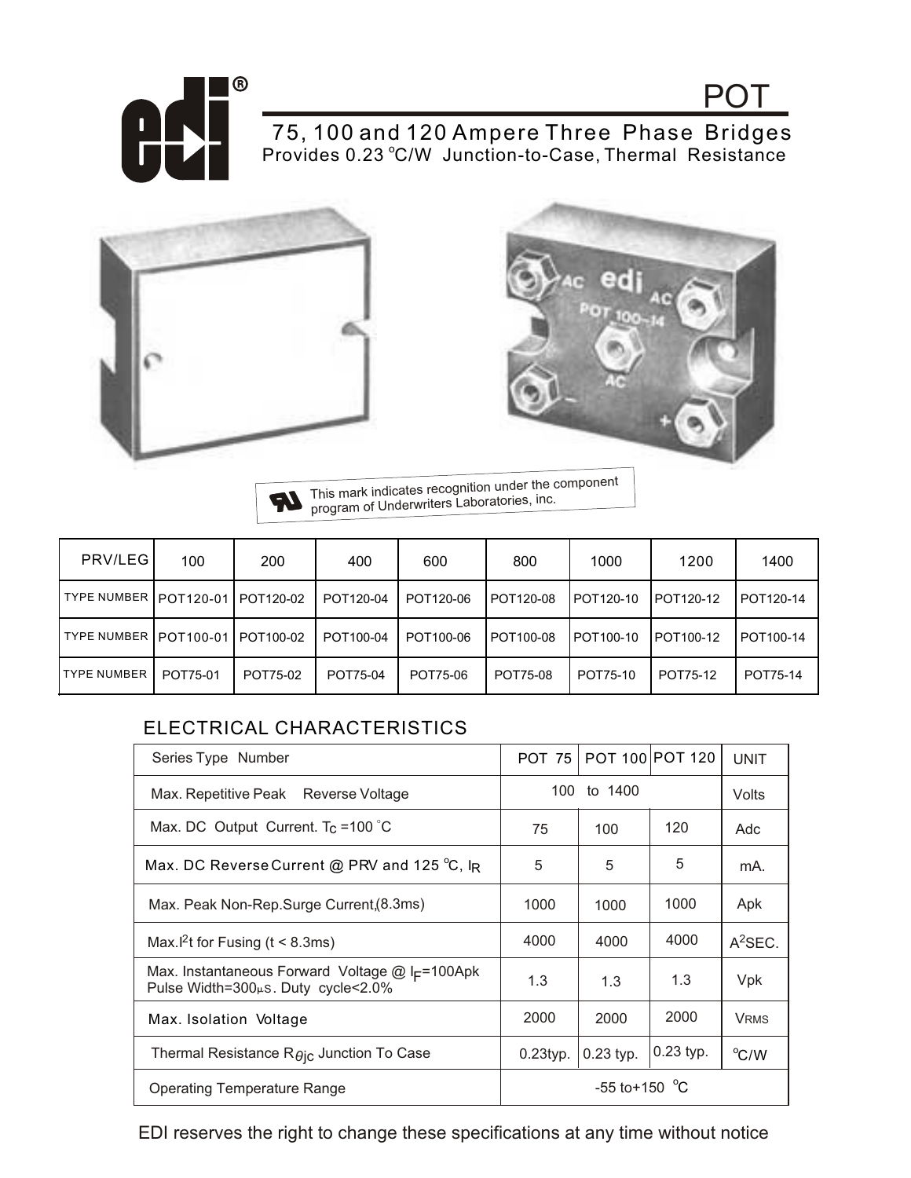# POT

## 75, 100 and 120 Ampere Three Phase Bridges

Provides 0.23 °C/W Junction-to-Case, Thermal Resistance

This mark indicates recognition under the component program of Underwriters Laboratories, inc.

| PRV/LEG | 100 | 200 | 400 | 600 | 800 | 1000 | 1200 | 1400 |
|---|---|---|---|---|---|---|---|---|
| TYPE NUMBER | POT120-01 | POT120-02 | POT120-04 | POT120-06 | POT120-08 | POT120-10 | POT120-12 | POT120-14 |
| TYPE NUMBER | POT100-01 | POT100-02 | POT100-04 | POT100-06 | POT100-08 | POT100-10 | POT100-12 | POT100-14 |
| TYPE NUMBER | POT75-01 | POT75-02 | POT75-04 | POT75-06 | POT75-08 | POT75-10 | POT75-12 | POT75-14 |

## ELECTRICAL CHARACTERISTICS

| Series Type Number | POT 75 | POT 100 | POT 120 | UNIT |
|---|---|---|---|---|
| Max. Repetitive Peak Reverse Voltage | 100 to 1400 | | | Volts |
| Max. DC Output Current. $T_C$ =100 °C | 75 | 100 | 120 | Adc |
| Max. DC Reverse Current @ PRV and 125 °C, $I_R$ | 5 | 5 | 5 | mA. |
| Max. Peak Non-Rep.Surge Current,(8.3ms) | 1000 | 1000 | 1000 | Apk |
| Max.$I^2t$ for Fusing (t < 8.3ms) | 4000 | 4000 | 4000 | $A^2$SEC. |
| Max. Instantaneous Forward Voltage @ $I_F$=100Apk Pulse Width=300µs. Duty cycle<2.0% | 1.3 | 1.3 | 1.3 | Vpk |
| Max. Isolation Voltage | 2000 | 2000 | 2000 | $V_{RMS}$ |
| Thermal Resistance $R_{\theta jc}$ Junction To Case | 0.23typ. | 0.23 typ. | 0.23 typ. | °C/W |
| Operating Temperature Range | -55 to+150 °C | | | |

EDI reserves the right to change these specifications at any time without notice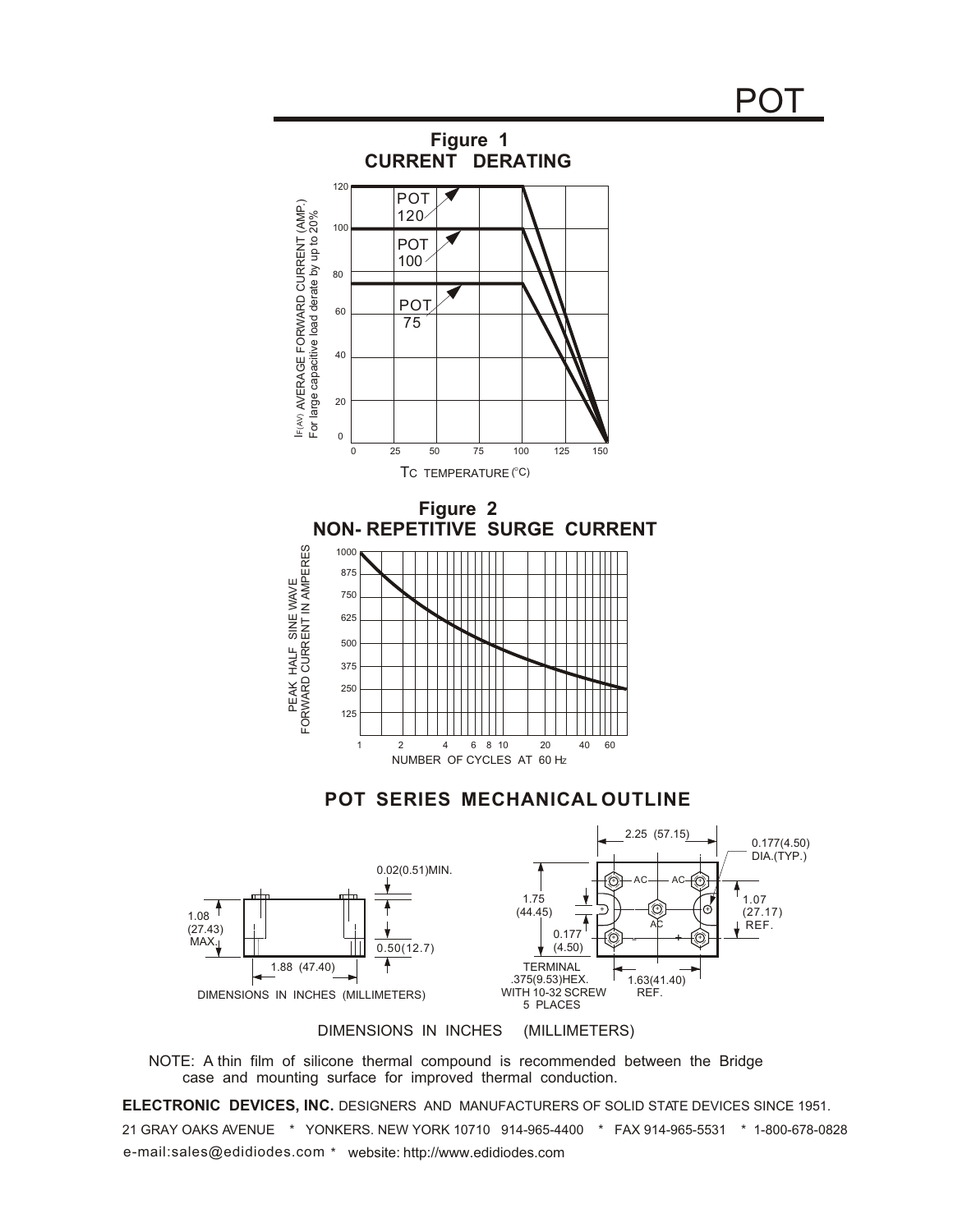## Figure 1
## CURRENT DERATING

$I_{F(AV)}$ AVERAGE FORWARD CURRENT (AMP.)
For large capacitive load derate by up to 20%

120
100
80
60
40
20
0

0 25 50 75 100 125 150

$T_C$ TEMPERATURE (°C)

POT 120

POT 100

POT 75

## Figure 2
## NON- REPETITIVE SURGE CURRENT

PEAK HALF SINE WAVE
FORWARD CURRENT IN AMPERES

1000
875
750
625
500
375
250
125

1 2 4 6 8 10 20 40 60

NUMBER OF CYCLES AT 60 Hz

## POT SERIES MECHANICAL OUTLINE

0.02(0.51)MIN.

1.08 (27.43) MAX.

0.50(12.7)

1.88 (47.40)

DIMENSIONS IN INCHES (MILLIMETERS)

2.25 (57.15)

0.177(4.50) DIA.(TYP.)

AC AC

1.75 (44.45)

AC

1.07 (27.17) REF.

0.177 (4.50)

TERMINAL .375(9.53)HEX. WITH 10-32 SCREW 5 PLACES

1.63(41.40) REF.

DIMENSIONS IN INCHES (MILLIMETERS)

NOTE: A thin film of silicone thermal compound is recommended between the Bridge case and mounting surface for improved thermal conduction.

**ELECTRONIC DEVICES, INC.** DESIGNERS AND MANUFACTURERS OF SOLID STATE DEVICES SINCE 1951.

21 GRAY OAKS AVENUE * YONKERS. NEW YORK 10710 914-965-4400 * FAX 914-965-5531 * 1-800-678-0828

e-mail:sales@edidiodes.com * website: http://www.edidiodes.com